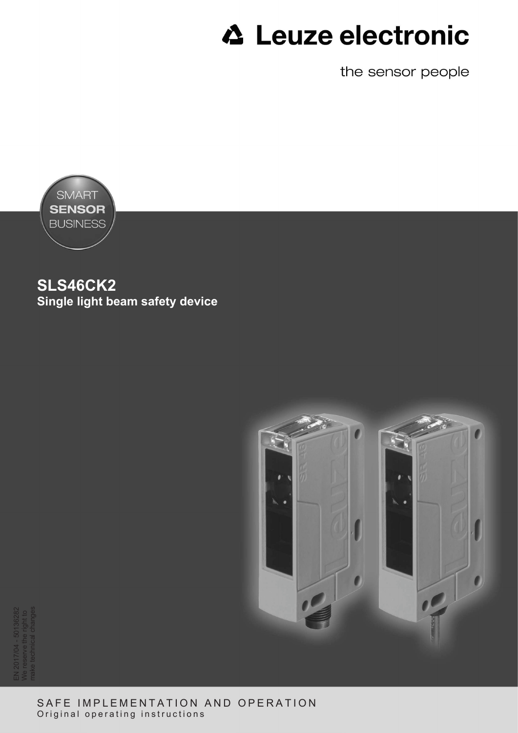Leuze electronic

the sensor people

SMART **SENSOR** BUSINESS

# SLS46CK2

## Single light beam safety device

EN 2017/04 - 50136282
We reserve the right to make technical changes

SAFE IMPLEMENTATION AND OPERATION

Original operating instructions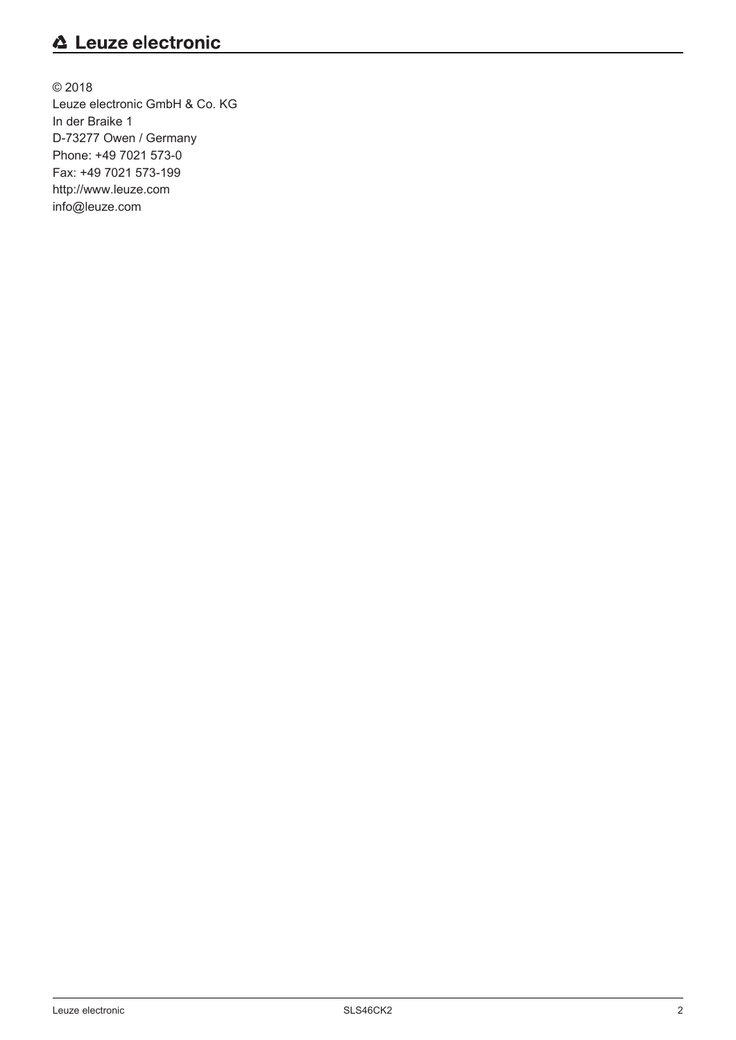© 2018
Leuze electronic GmbH & Co. KG
In der Braike 1
D-73277 Owen / Germany
Phone: +49 7021 573-0
Fax: +49 7021 573-199
http://www.leuze.com
info@leuze.com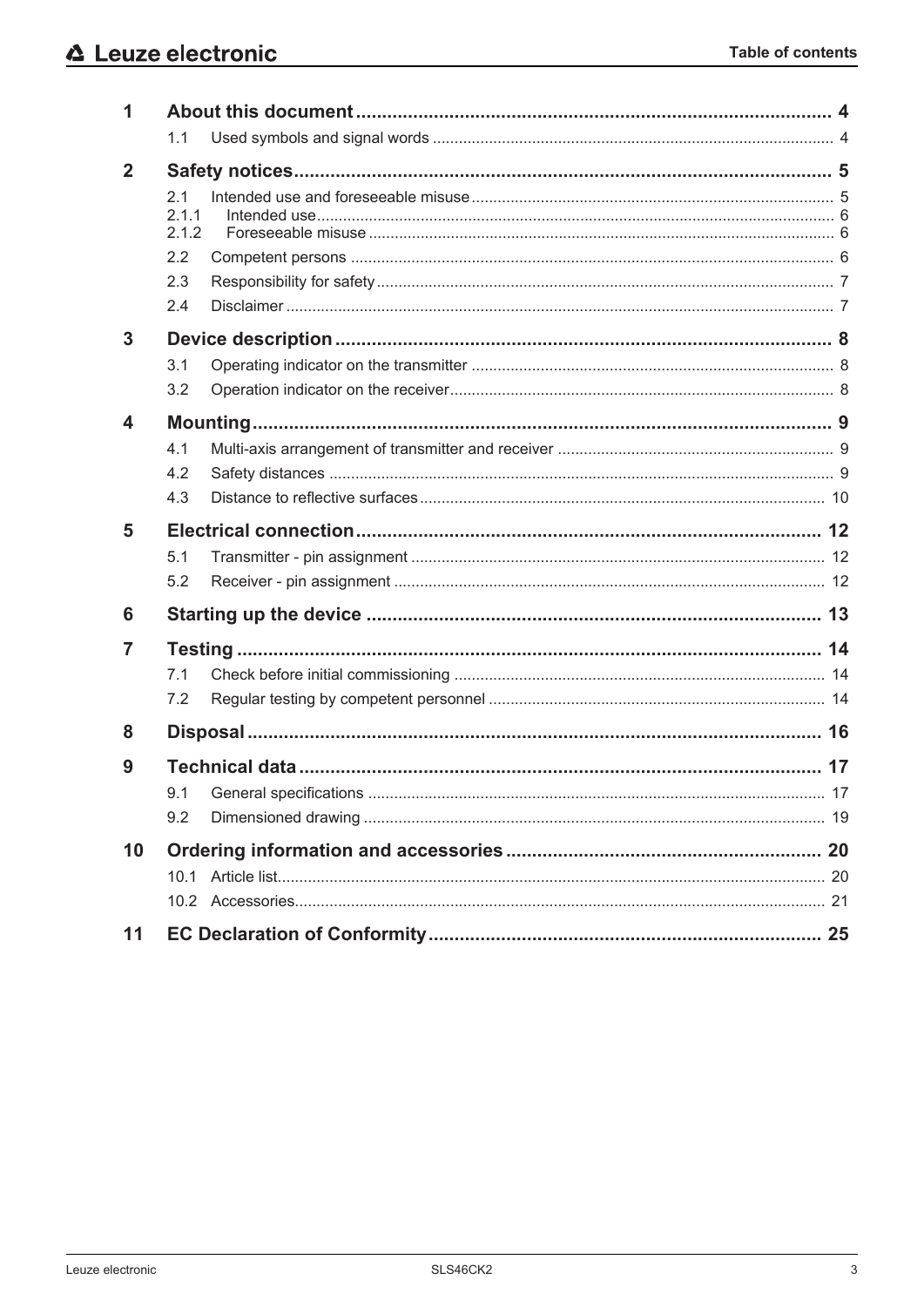# Table of contents

| | | |
|---|---|---|
| **1** | **About this document** | **4** |
| 1.1 | Used symbols and signal words | 4 |
| **2** | **Safety notices** | **5** |
| 2.1 | Intended use and foreseeable misuse | 5 |
| 2.1.1 | Intended use | 6 |
| 2.1.2 | Foreseeable misuse | 6 |
| 2.2 | Competent persons | 6 |
| 2.3 | Responsibility for safety | 7 |
| 2.4 | Disclaimer | 7 |
| **3** | **Device description** | **8** |
| 3.1 | Operating indicator on the transmitter | 8 |
| 3.2 | Operation indicator on the receiver | 8 |
| **4** | **Mounting** | **9** |
| 4.1 | Multi-axis arrangement of transmitter and receiver | 9 |
| 4.2 | Safety distances | 9 |
| 4.3 | Distance to reflective surfaces | 10 |
| **5** | **Electrical connection** | **12** |
| 5.1 | Transmitter - pin assignment | 12 |
| 5.2 | Receiver - pin assignment | 12 |
| **6** | **Starting up the device** | **13** |
| **7** | **Testing** | **14** |
| 7.1 | Check before initial commissioning | 14 |
| 7.2 | Regular testing by competent personnel | 14 |
| **8** | **Disposal** | **16** |
| **9** | **Technical data** | **17** |
| 9.1 | General specifications | 17 |
| 9.2 | Dimensioned drawing | 19 |
| **10** | **Ordering information and accessories** | **20** |
| 10.1 | Article list | 20 |
| 10.2 | Accessories | 21 |
| **11** | **EC Declaration of Conformity** | **25** |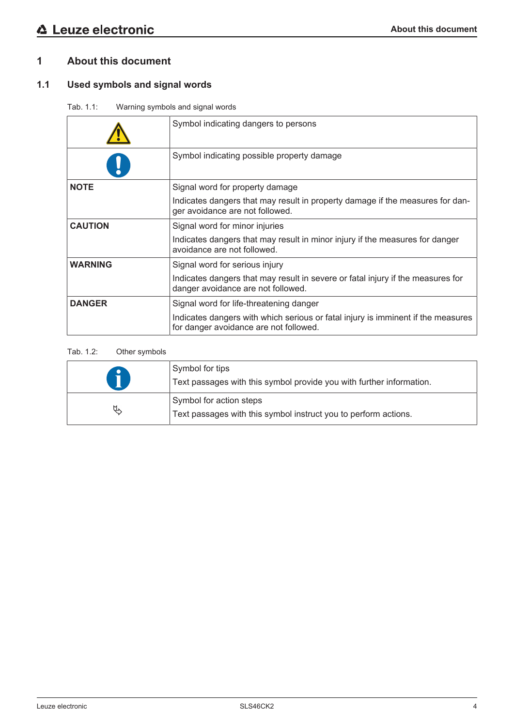# 1 About this document

## 1.1 Used symbols and signal words

Tab. 1.1: Warning symbols and signal words

| | |
|---|---|
| ⚠ | Symbol indicating dangers to persons |
| ❗ | Symbol indicating possible property damage |
| **NOTE** | Signal word for property damage<br>Indicates dangers that may result in property damage if the measures for danger avoidance are not followed. |
| **CAUTION** | Signal word for minor injuries<br>Indicates dangers that may result in minor injury if the measures for danger avoidance are not followed. |
| **WARNING** | Signal word for serious injury<br>Indicates dangers that may result in severe or fatal injury if the measures for danger avoidance are not followed. |
| **DANGER** | Signal word for life-threatening danger<br>Indicates dangers with which serious or fatal injury is imminent if the measures for danger avoidance are not followed. |

Tab. 1.2: Other symbols

| | |
|---|---|
| ℹ | Symbol for tips<br>Text passages with this symbol provide you with further information. |
| ↳ | Symbol for action steps<br>Text passages with this symbol instruct you to perform actions. |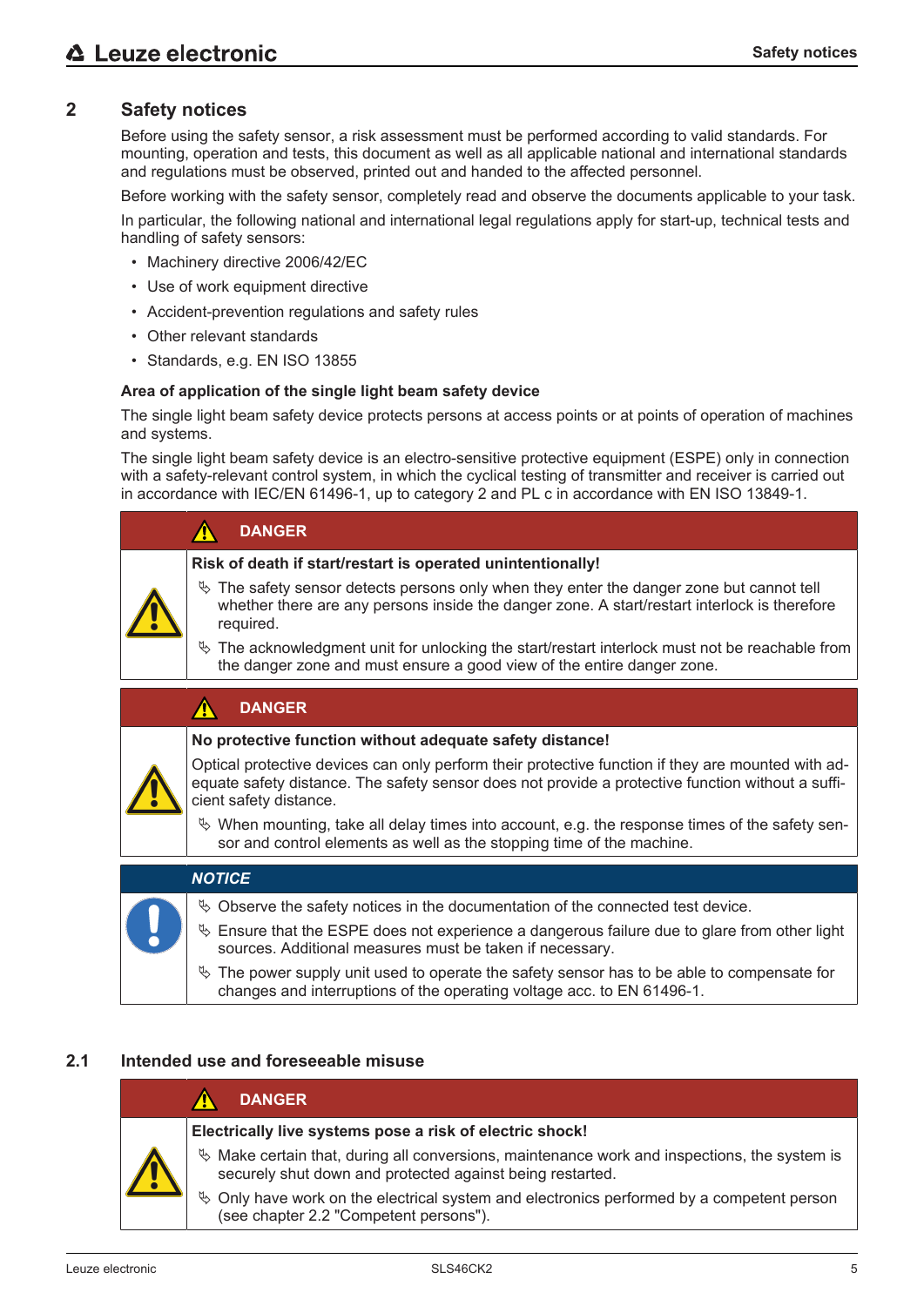## 2 Safety notices

Before using the safety sensor, a risk assessment must be performed according to valid standards. For mounting, operation and tests, this document as well as all applicable national and international standards and regulations must be observed, printed out and handed to the affected personnel.

Before working with the safety sensor, completely read and observe the documents applicable to your task.

In particular, the following national and international legal regulations apply for start-up, technical tests and handling of safety sensors:

- Machinery directive 2006/42/EC
- Use of work equipment directive
- Accident-prevention regulations and safety rules
- Other relevant standards
- Standards, e.g. EN ISO 13855

**Area of application of the single light beam safety device**

The single light beam safety device protects persons at access points or at points of operation of machines and systems.

The single light beam safety device is an electro-sensitive protective equipment (ESPE) only in connection with a safety-relevant control system, in which the cyclical testing of transmitter and receiver is carried out in accordance with IEC/EN 61496-1, up to category 2 and PL c in accordance with EN ISO 13849-1.

**DANGER**

**Risk of death if start/restart is operated unintentionally!**

- The safety sensor detects persons only when they enter the danger zone but cannot tell whether there are any persons inside the danger zone. A start/restart interlock is therefore required.
- The acknowledgment unit for unlocking the start/restart interlock must not be reachable from the danger zone and must ensure a good view of the entire danger zone.

**DANGER**

**No protective function without adequate safety distance!**

Optical protective devices can only perform their protective function if they are mounted with adequate safety distance. The safety sensor does not provide a protective function without a sufficient safety distance.

- When mounting, take all delay times into account, e.g. the response times of the safety sensor and control elements as well as the stopping time of the machine.

***NOTICE***

- Observe the safety notices in the documentation of the connected test device.
- Ensure that the ESPE does not experience a dangerous failure due to glare from other light sources. Additional measures must be taken if necessary.
- The power supply unit used to operate the safety sensor has to be able to compensate for changes and interruptions of the operating voltage acc. to EN 61496-1.

### 2.1 Intended use and foreseeable misuse

**DANGER**

**Electrically live systems pose a risk of electric shock!**

- Make certain that, during all conversions, maintenance work and inspections, the system is securely shut down and protected against being restarted.
- Only have work on the electrical system and electronics performed by a competent person (see chapter 2.2 "Competent persons").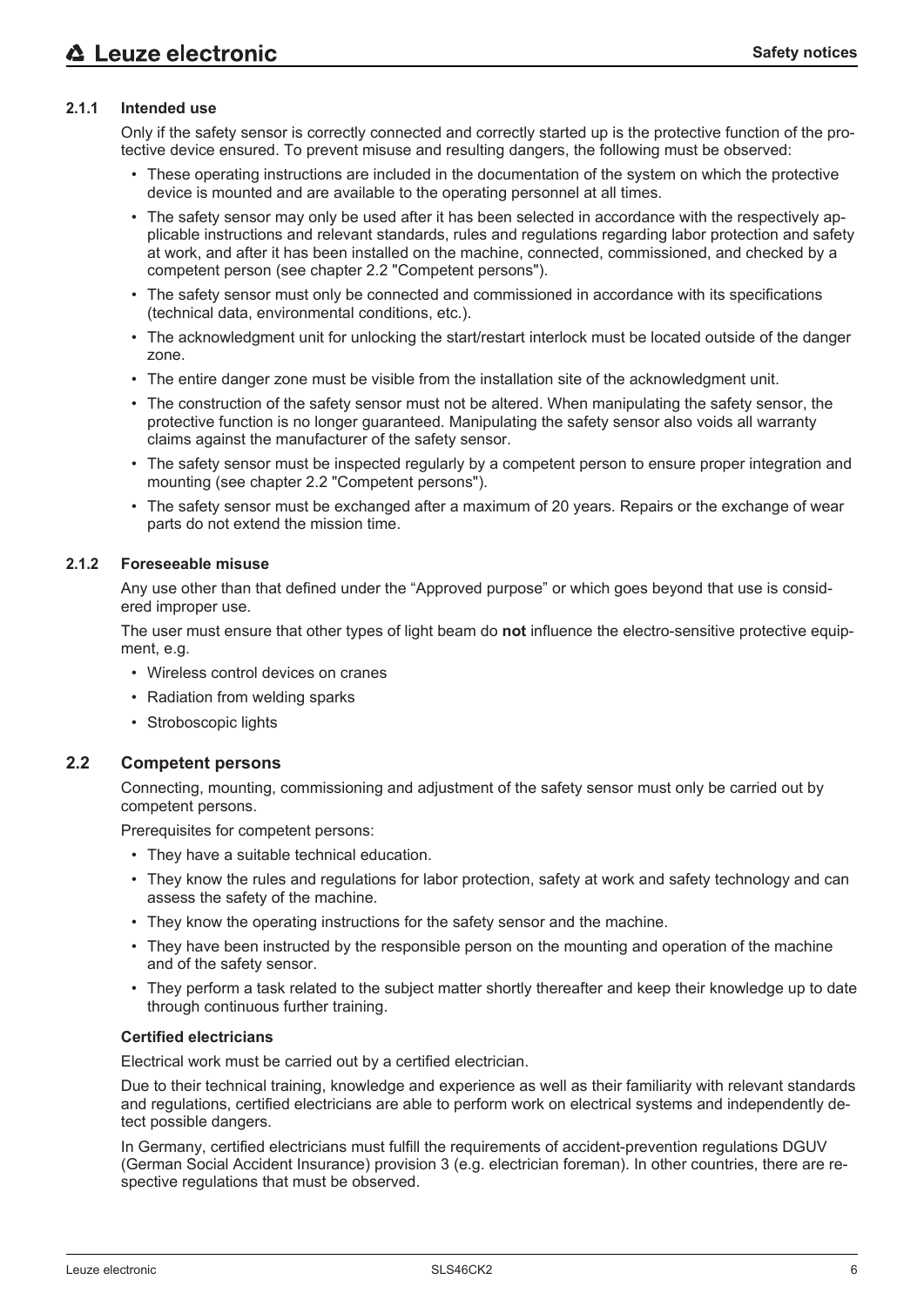### 2.1.1 Intended use

Only if the safety sensor is correctly connected and correctly started up is the protective function of the protective device ensured. To prevent misuse and resulting dangers, the following must be observed:

- These operating instructions are included in the documentation of the system on which the protective device is mounted and are available to the operating personnel at all times.
- The safety sensor may only be used after it has been selected in accordance with the respectively applicable instructions and relevant standards, rules and regulations regarding labor protection and safety at work, and after it has been installed on the machine, connected, commissioned, and checked by a competent person (see chapter 2.2 "Competent persons").
- The safety sensor must only be connected and commissioned in accordance with its specifications (technical data, environmental conditions, etc.).
- The acknowledgment unit for unlocking the start/restart interlock must be located outside of the danger zone.
- The entire danger zone must be visible from the installation site of the acknowledgment unit.
- The construction of the safety sensor must not be altered. When manipulating the safety sensor, the protective function is no longer guaranteed. Manipulating the safety sensor also voids all warranty claims against the manufacturer of the safety sensor.
- The safety sensor must be inspected regularly by a competent person to ensure proper integration and mounting (see chapter 2.2 "Competent persons").
- The safety sensor must be exchanged after a maximum of 20 years. Repairs or the exchange of wear parts do not extend the mission time.

### 2.1.2 Foreseeable misuse

Any use other than that defined under the “Approved purpose” or which goes beyond that use is considered improper use.

The user must ensure that other types of light beam do **not** influence the electro-sensitive protective equipment, e.g.

- Wireless control devices on cranes
- Radiation from welding sparks
- Stroboscopic lights

## 2.2 Competent persons

Connecting, mounting, commissioning and adjustment of the safety sensor must only be carried out by competent persons.

Prerequisites for competent persons:

- They have a suitable technical education.
- They know the rules and regulations for labor protection, safety at work and safety technology and can assess the safety of the machine.
- They know the operating instructions for the safety sensor and the machine.
- They have been instructed by the responsible person on the mounting and operation of the machine and of the safety sensor.
- They perform a task related to the subject matter shortly thereafter and keep their knowledge up to date through continuous further training.

**Certified electricians**

Electrical work must be carried out by a certified electrician.

Due to their technical training, knowledge and experience as well as their familiarity with relevant standards and regulations, certified electricians are able to perform work on electrical systems and independently detect possible dangers.

In Germany, certified electricians must fulfill the requirements of accident-prevention regulations DGUV (German Social Accident Insurance) provision 3 (e.g. electrician foreman). In other countries, there are respective regulations that must be observed.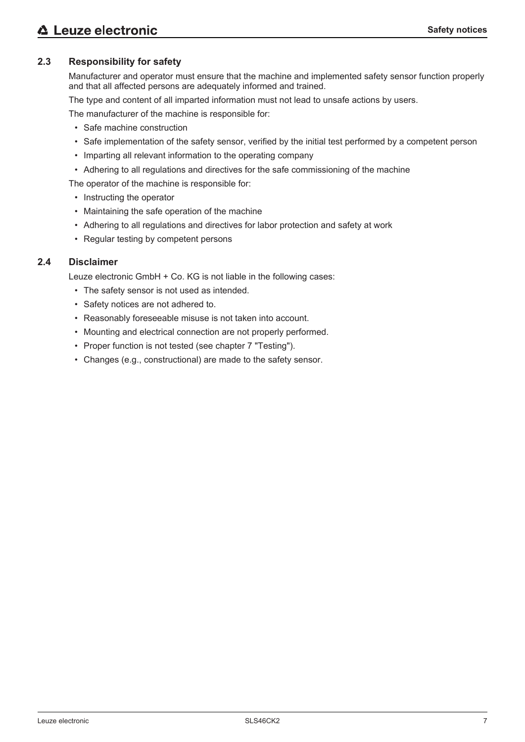## 2.3 Responsibility for safety

Manufacturer and operator must ensure that the machine and implemented safety sensor function properly and that all affected persons are adequately informed and trained.

The type and content of all imparted information must not lead to unsafe actions by users.

The manufacturer of the machine is responsible for:

- Safe machine construction
- Safe implementation of the safety sensor, verified by the initial test performed by a competent person
- Imparting all relevant information to the operating company
- Adhering to all regulations and directives for the safe commissioning of the machine

The operator of the machine is responsible for:

- Instructing the operator
- Maintaining the safe operation of the machine
- Adhering to all regulations and directives for labor protection and safety at work
- Regular testing by competent persons

## 2.4 Disclaimer

Leuze electronic GmbH + Co. KG is not liable in the following cases:

- The safety sensor is not used as intended.
- Safety notices are not adhered to.
- Reasonably foreseeable misuse is not taken into account.
- Mounting and electrical connection are not properly performed.
- Proper function is not tested (see chapter 7 "Testing").
- Changes (e.g., constructional) are made to the safety sensor.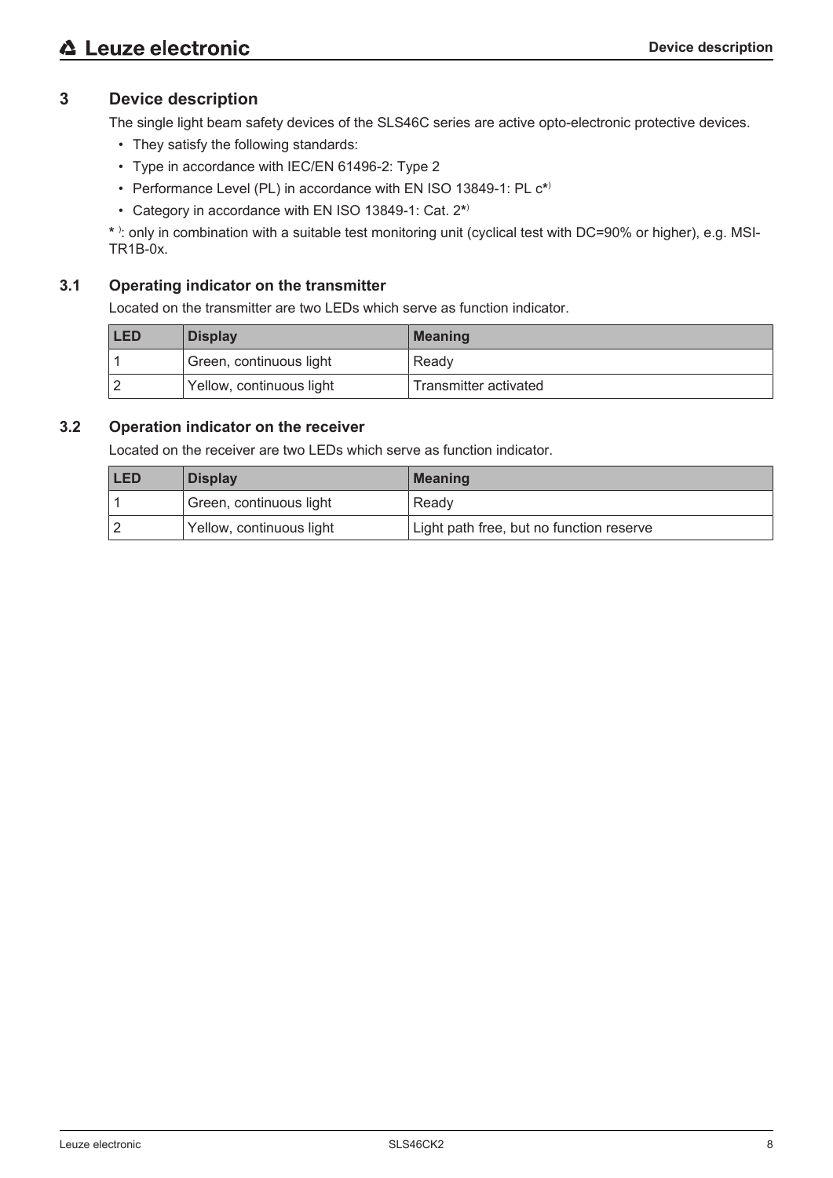# 3 Device description

The single light beam safety devices of the SLS46C series are active opto-electronic protective devices.

- They satisfy the following standards:
- Type in accordance with IEC/EN 61496-2: Type 2
- Performance Level (PL) in accordance with EN ISO 13849-1: PL c*)
- Category in accordance with EN ISO 13849-1: Cat. 2*)

* ): only in combination with a suitable test monitoring unit (cyclical test with DC=90% or higher), e.g. MSI-TR1B-0x.

## 3.1 Operating indicator on the transmitter

Located on the transmitter are two LEDs which serve as function indicator.

| LED | Display | Meaning |
|---|---|---|
| 1 | Green, continuous light | Ready |
| 2 | Yellow, continuous light | Transmitter activated |

## 3.2 Operation indicator on the receiver

Located on the receiver are two LEDs which serve as function indicator.

| LED | Display | Meaning |
|---|---|---|
| 1 | Green, continuous light | Ready |
| 2 | Yellow, continuous light | Light path free, but no function reserve |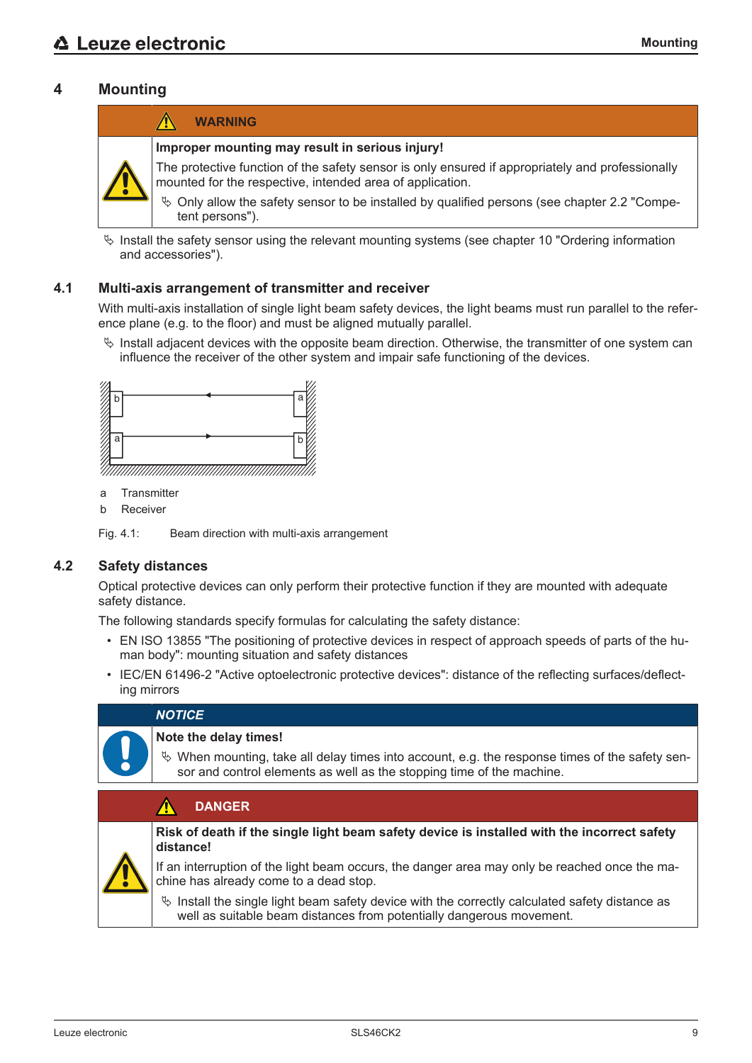# 4 Mounting

**WARNING**

**Improper mounting may result in serious injury!**

The protective function of the safety sensor is only ensured if appropriately and professionally mounted for the respective, intended area of application.

↳ Only allow the safety sensor to be installed by qualified persons (see chapter 2.2 "Competent persons").

↳ Install the safety sensor using the relevant mounting systems (see chapter 10 "Ordering information and accessories").

## 4.1 Multi-axis arrangement of transmitter and receiver

With multi-axis installation of single light beam safety devices, the light beams must run parallel to the reference plane (e.g. to the floor) and must be aligned mutually parallel.

↳ Install adjacent devices with the opposite beam direction. Otherwise, the transmitter of one system can influence the receiver of the other system and impair safe functioning of the devices.

a Transmitter

b Receiver

Fig. 4.1: Beam direction with multi-axis arrangement

## 4.2 Safety distances

Optical protective devices can only perform their protective function if they are mounted with adequate safety distance.

The following standards specify formulas for calculating the safety distance:

- EN ISO 13855 "The positioning of protective devices in respect of approach speeds of parts of the human body": mounting situation and safety distances
- IEC/EN 61496-2 "Active optoelectronic protective devices": distance of the reflecting surfaces/deflecting mirrors

***NOTICE***

**Note the delay times!**

↳ When mounting, take all delay times into account, e.g. the response times of the safety sensor and control elements as well as the stopping time of the machine.

**DANGER**

**Risk of death if the single light beam safety device is installed with the incorrect safety distance!**

If an interruption of the light beam occurs, the danger area may only be reached once the machine has already come to a dead stop.

↳ Install the single light beam safety device with the correctly calculated safety distance as well as suitable beam distances from potentially dangerous movement.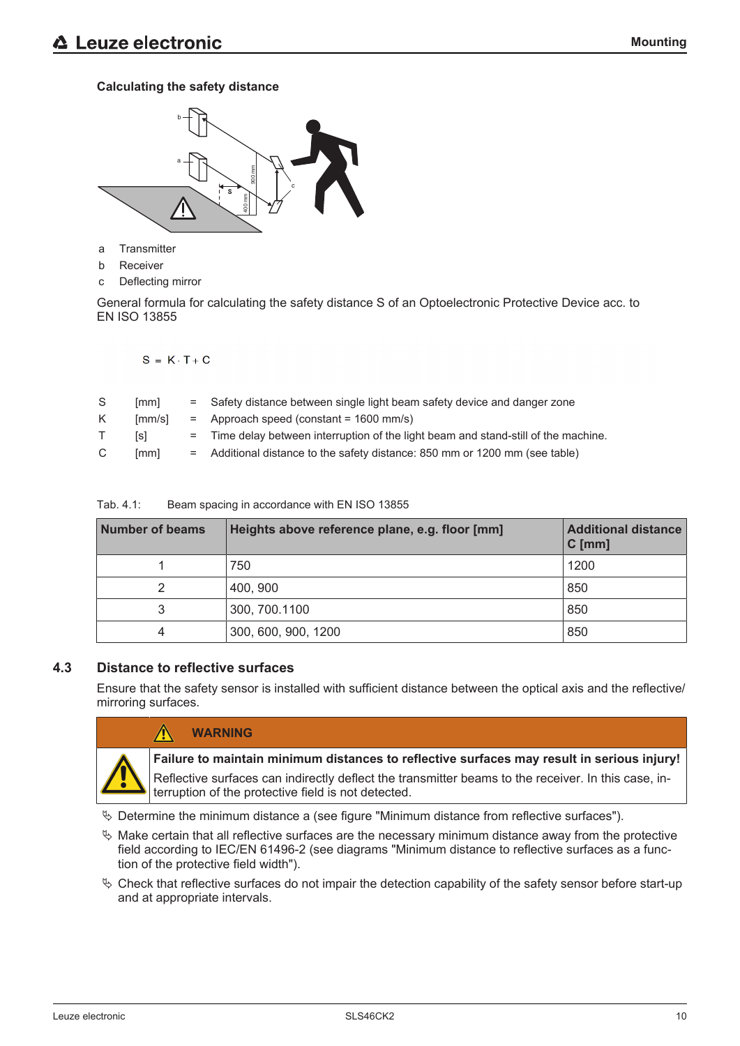**Calculating the safety distance**

a Transmitter

b Receiver

c Deflecting mirror

General formula for calculating the safety distance S of an Optoelectronic Protective Device acc. to EN ISO 13855

$$S = K \cdot T + C$$

| | | | |
|---|---|---|---|
| S | [mm] | = | Safety distance between single light beam safety device and danger zone |
| K | [mm/s] | = | Approach speed (constant = 1600 mm/s) |
| T | [s] | = | Time delay between interruption of the light beam and stand-still of the machine. |
| C | [mm] | = | Additional distance to the safety distance: 850 mm or 1200 mm (see table) |

Tab. 4.1: Beam spacing in accordance with EN ISO 13855

| Number of beams | Heights above reference plane, e.g. floor [mm] | Additional distance C [mm] |
|---|---|---|
| 1 | 750 | 1200 |
| 2 | 400, 900 | 850 |
| 3 | 300, 700.1100 | 850 |
| 4 | 300, 600, 900, 1200 | 850 |

## 4.3 Distance to reflective surfaces

Ensure that the safety sensor is installed with sufficient distance between the optical axis and the reflective/mirroring surfaces.

**WARNING**

**Failure to maintain minimum distances to reflective surfaces may result in serious injury!**

Reflective surfaces can indirectly deflect the transmitter beams to the receiver. In this case, interruption of the protective field is not detected.

- Determine the minimum distance a (see figure "Minimum distance from reflective surfaces").
- Make certain that all reflective surfaces are the necessary minimum distance away from the protective field according to IEC/EN 61496-2 (see diagrams "Minimum distance to reflective surfaces as a function of the protective field width").
- Check that reflective surfaces do not impair the detection capability of the safety sensor before start-up and at appropriate intervals.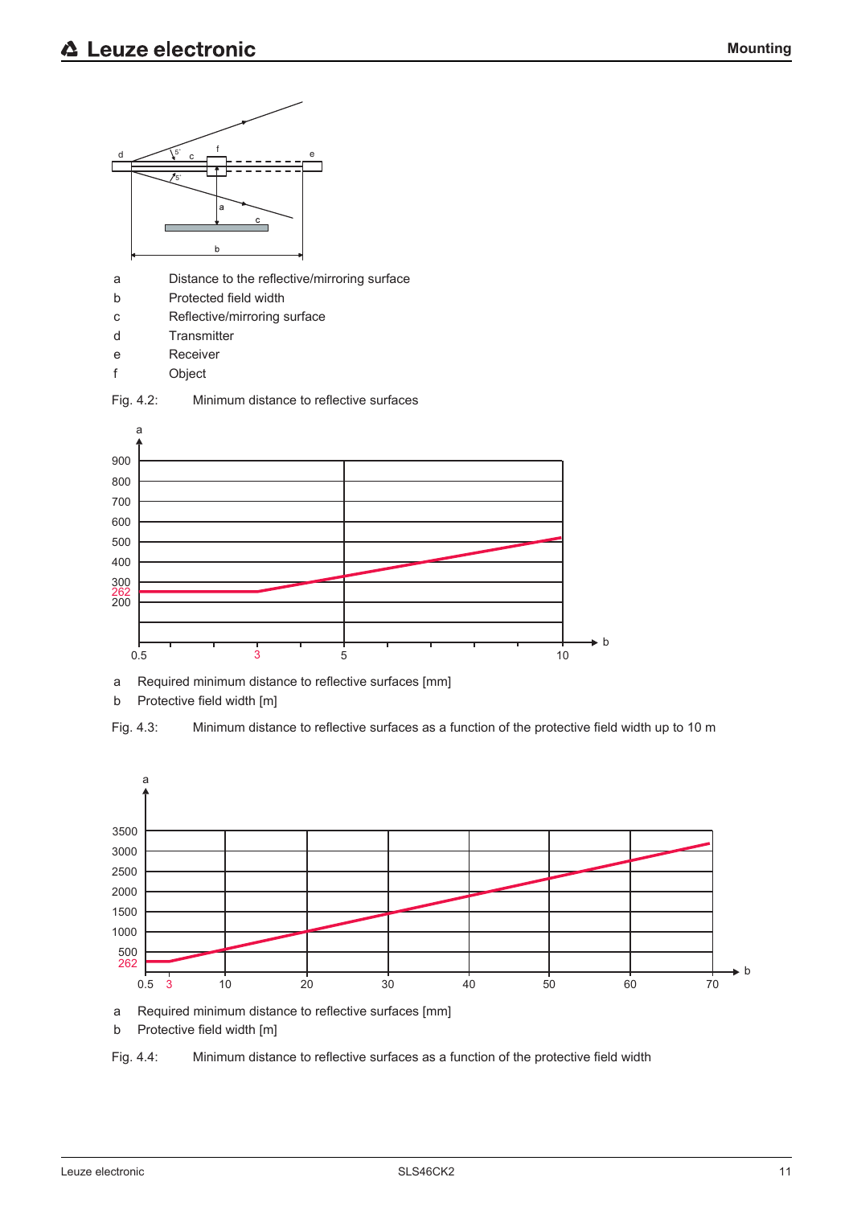a Distance to the reflective/mirroring surface
b Protected field width
c Reflective/mirroring surface
d Transmitter
e Receiver
f Object

Fig. 4.2: Minimum distance to reflective surfaces

a Required minimum distance to reflective surfaces [mm]
b Protective field width [m]

Fig. 4.3: Minimum distance to reflective surfaces as a function of the protective field width up to 10 m

a Required minimum distance to reflective surfaces [mm]
b Protective field width [m]

Fig. 4.4: Minimum distance to reflective surfaces as a function of the protective field width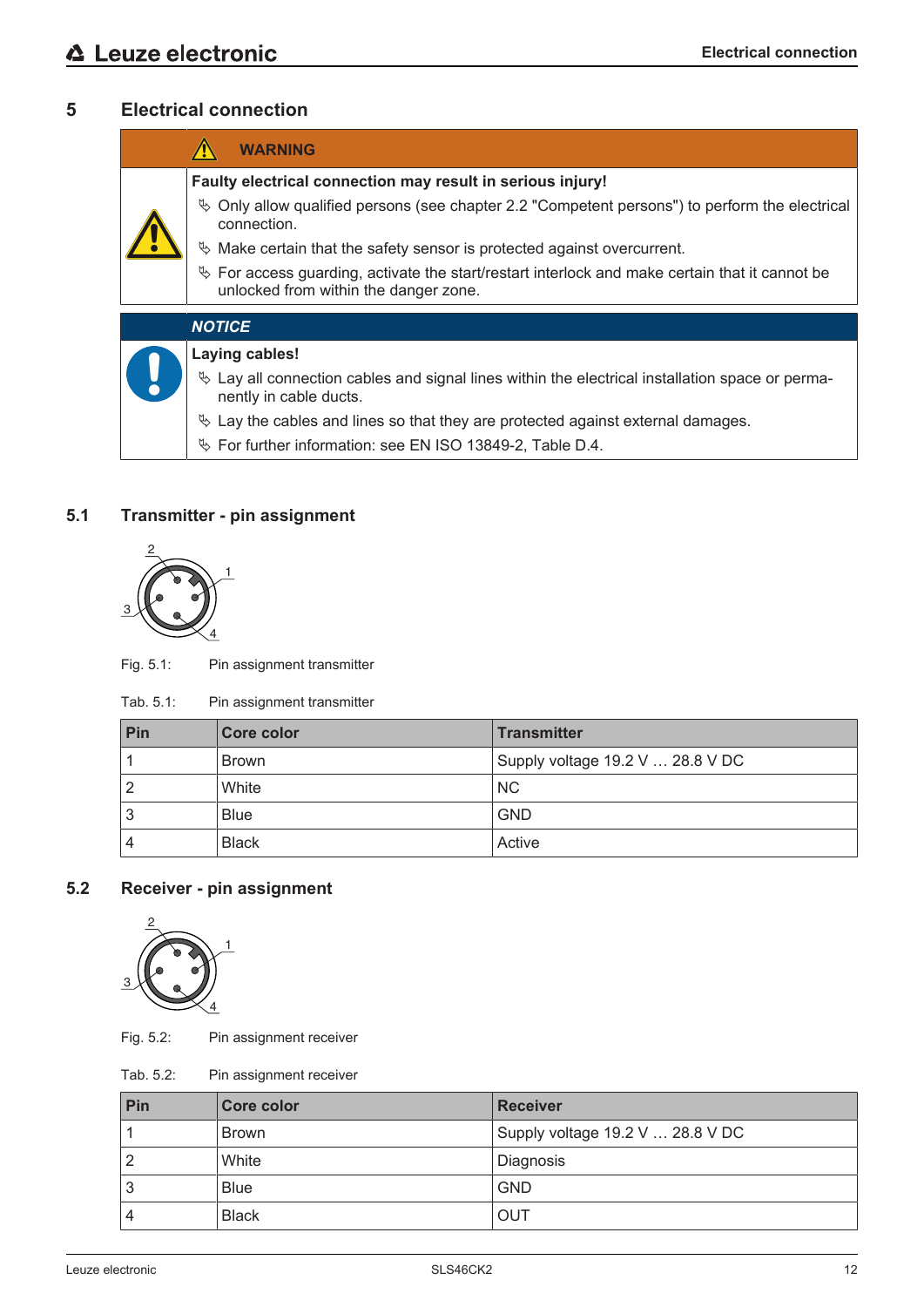# 5 Electrical connection

**WARNING**

**Faulty electrical connection may result in serious injury!**

- Only allow qualified persons (see chapter 2.2 "Competent persons") to perform the electrical connection.
- Make certain that the safety sensor is protected against overcurrent.
- For access guarding, activate the start/restart interlock and make certain that it cannot be unlocked from within the danger zone.

***NOTICE***

**Laying cables!**

- Lay all connection cables and signal lines within the electrical installation space or permanently in cable ducts.
- Lay the cables and lines so that they are protected against external damages.
- For further information: see EN ISO 13849-2, Table D.4.

## 5.1 Transmitter - pin assignment

Fig. 5.1: Pin assignment transmitter

Tab. 5.1: Pin assignment transmitter

| Pin | Core color | Transmitter |
|---|---|---|
| 1 | Brown | Supply voltage 19.2 V … 28.8 V DC |
| 2 | White | NC |
| 3 | Blue | GND |
| 4 | Black | Active |

## 5.2 Receiver - pin assignment

Fig. 5.2: Pin assignment receiver

Tab. 5.2: Pin assignment receiver

| Pin | Core color | Receiver |
|---|---|---|
| 1 | Brown | Supply voltage 19.2 V … 28.8 V DC |
| 2 | White | Diagnosis |
| 3 | Blue | GND |
| 4 | Black | OUT |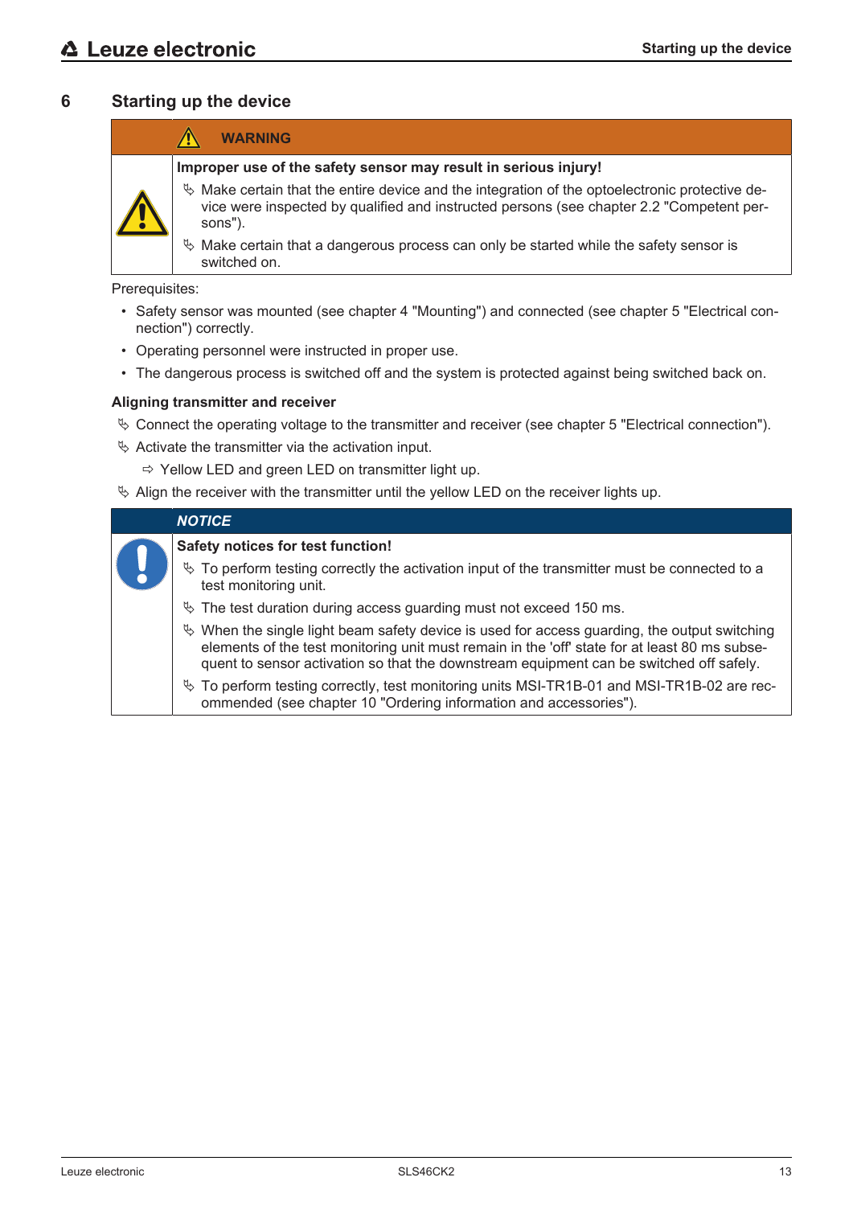# 6 Starting up the device

> **WARNING**
>
> **Improper use of the safety sensor may result in serious injury!**
>
> ↳ Make certain that the entire device and the integration of the optoelectronic protective device were inspected by qualified and instructed persons (see chapter 2.2 "Competent persons").
>
> ↳ Make certain that a dangerous process can only be started while the safety sensor is switched on.

Prerequisites:

- Safety sensor was mounted (see chapter 4 "Mounting") and connected (see chapter 5 "Electrical connection") correctly.
- Operating personnel were instructed in proper use.
- The dangerous process is switched off and the system is protected against being switched back on.

**Aligning transmitter and receiver**

↳ Connect the operating voltage to the transmitter and receiver (see chapter 5 "Electrical connection").

↳ Activate the transmitter via the activation input.

  ⇨ Yellow LED and green LED on transmitter light up.

↳ Align the receiver with the transmitter until the yellow LED on the receiver lights up.

> ***NOTICE***
>
> **Safety notices for test function!**
>
> ↳ To perform testing correctly the activation input of the transmitter must be connected to a test monitoring unit.
>
> ↳ The test duration during access guarding must not exceed 150 ms.
>
> ↳ When the single light beam safety device is used for access guarding, the output switching elements of the test monitoring unit must remain in the 'off' state for at least 80 ms subsequent to sensor activation so that the downstream equipment can be switched off safely.
>
> ↳ To perform testing correctly, test monitoring units MSI-TR1B-01 and MSI-TR1B-02 are recommended (see chapter 10 "Ordering information and accessories").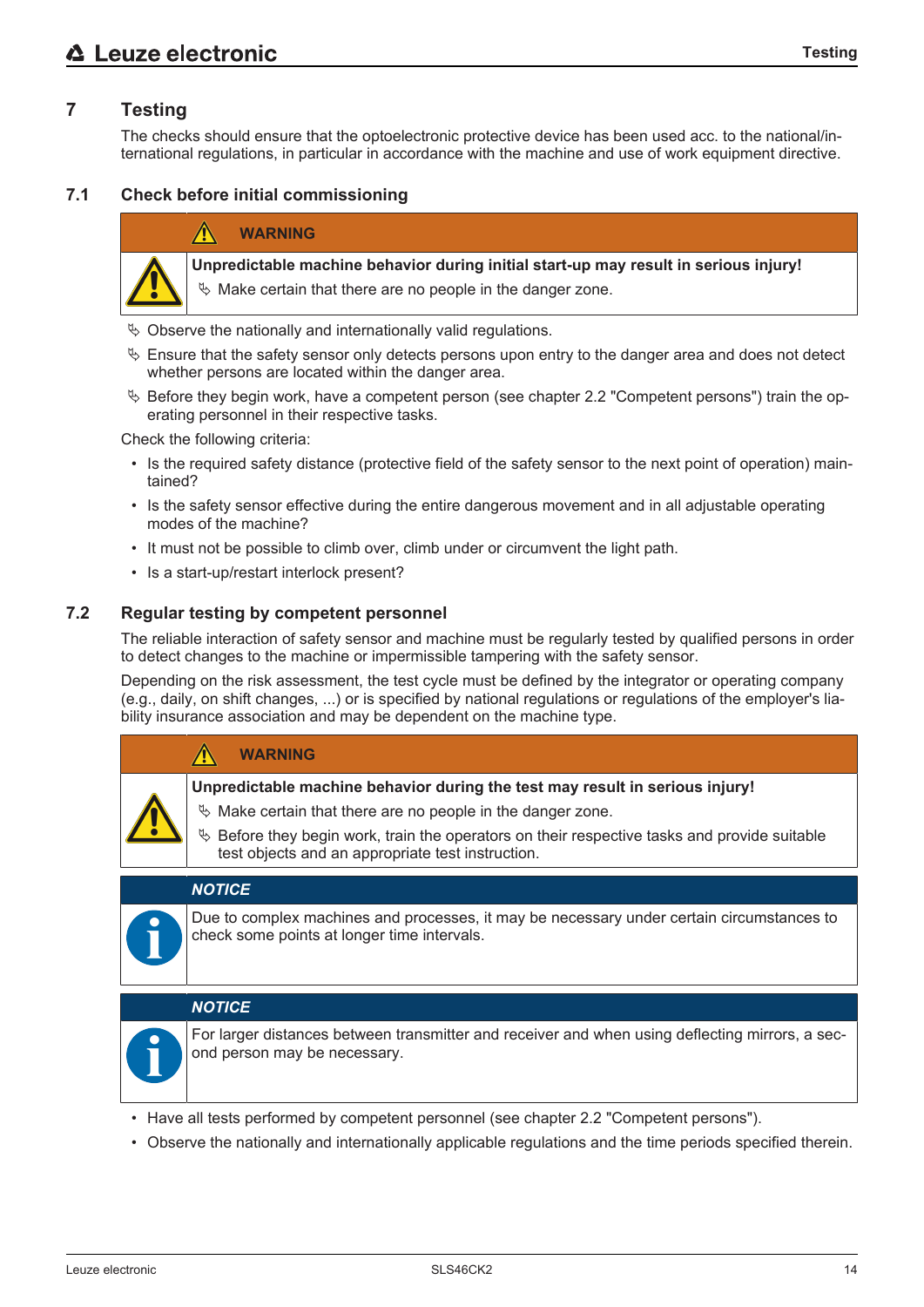# 7 Testing

The checks should ensure that the optoelectronic protective device has been used acc. to the national/international regulations, in particular in accordance with the machine and use of work equipment directive.

## 7.1 Check before initial commissioning

> **WARNING**
>
> **Unpredictable machine behavior during initial start-up may result in serious injury!**
>
> ↳ Make certain that there are no people in the danger zone.

↳ Observe the nationally and internationally valid regulations.

↳ Ensure that the safety sensor only detects persons upon entry to the danger area and does not detect whether persons are located within the danger area.

↳ Before they begin work, have a competent person (see chapter 2.2 "Competent persons") train the operating personnel in their respective tasks.

Check the following criteria:

- Is the required safety distance (protective field of the safety sensor to the next point of operation) maintained?
- Is the safety sensor effective during the entire dangerous movement and in all adjustable operating modes of the machine?
- It must not be possible to climb over, climb under or circumvent the light path.
- Is a start-up/restart interlock present?

## 7.2 Regular testing by competent personnel

The reliable interaction of safety sensor and machine must be regularly tested by qualified persons in order to detect changes to the machine or impermissible tampering with the safety sensor.

Depending on the risk assessment, the test cycle must be defined by the integrator or operating company (e.g., daily, on shift changes, ...) or is specified by national regulations or regulations of the employer's liability insurance association and may be dependent on the machine type.

> **WARNING**
>
> **Unpredictable machine behavior during the test may result in serious injury!**
>
> ↳ Make certain that there are no people in the danger zone.
>
> ↳ Before they begin work, train the operators on their respective tasks and provide suitable test objects and an appropriate test instruction.

> ***NOTICE***
>
> Due to complex machines and processes, it may be necessary under certain circumstances to check some points at longer time intervals.

> ***NOTICE***
>
> For larger distances between transmitter and receiver and when using deflecting mirrors, a second person may be necessary.

- Have all tests performed by competent personnel (see chapter 2.2 "Competent persons").
- Observe the nationally and internationally applicable regulations and the time periods specified therein.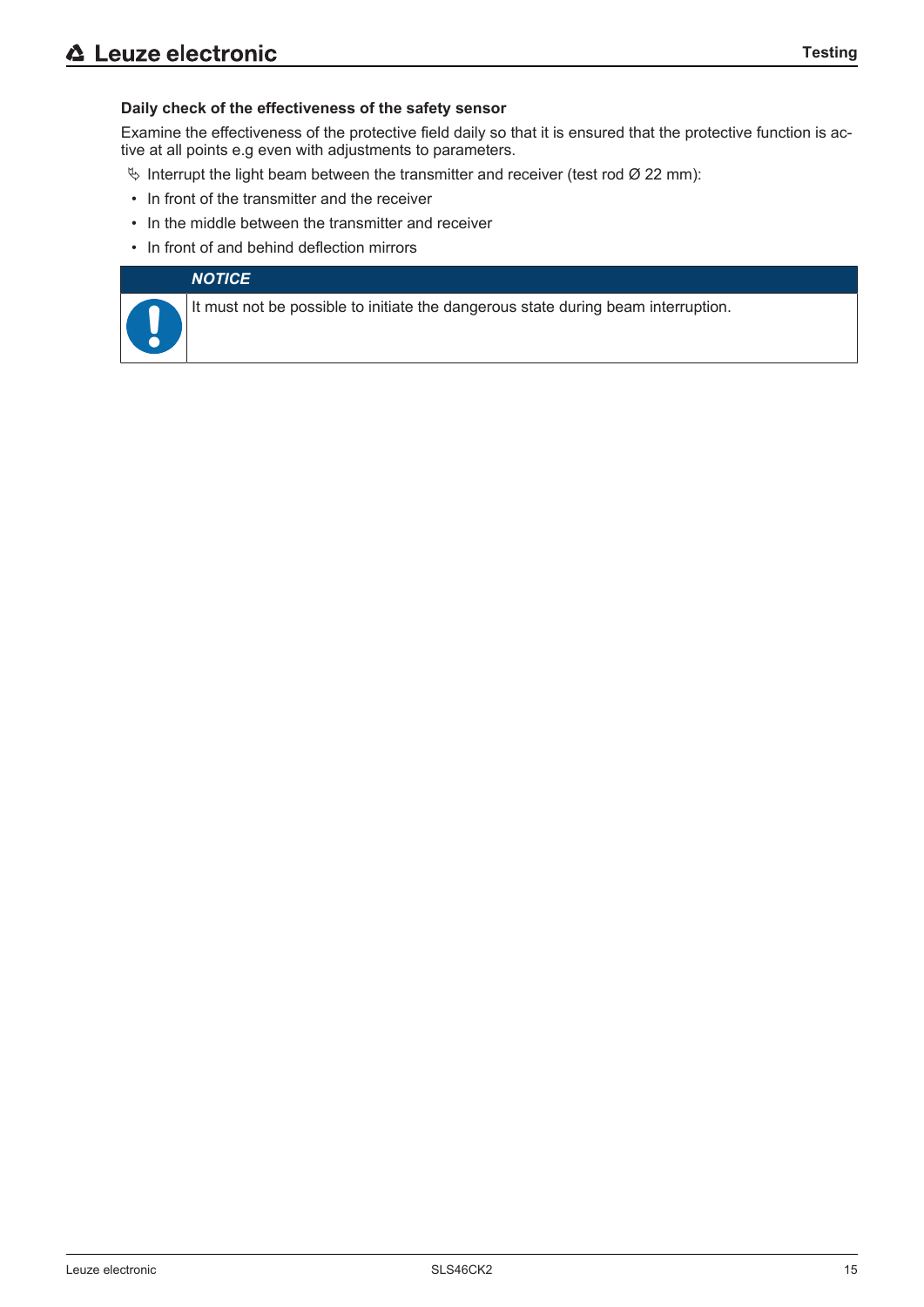### Daily check of the effectiveness of the safety sensor

Examine the effectiveness of the protective field daily so that it is ensured that the protective function is active at all points e.g even with adjustments to parameters.

↳ Interrupt the light beam between the transmitter and receiver (test rod Ø 22 mm):

- In front of the transmitter and the receiver
- In the middle between the transmitter and receiver
- In front of and behind deflection mirrors

| | *NOTICE* |
|---|---|
| ! | It must not be possible to initiate the dangerous state during beam interruption. |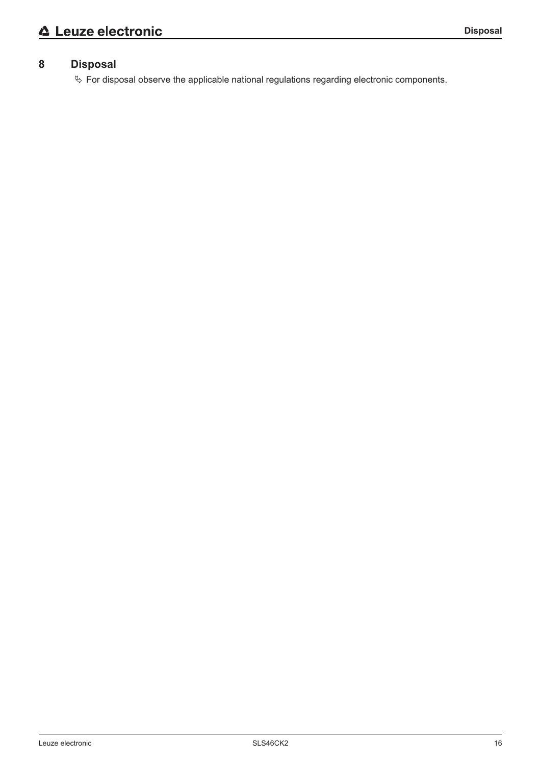# 8 Disposal

✎ For disposal observe the applicable national regulations regarding electronic components.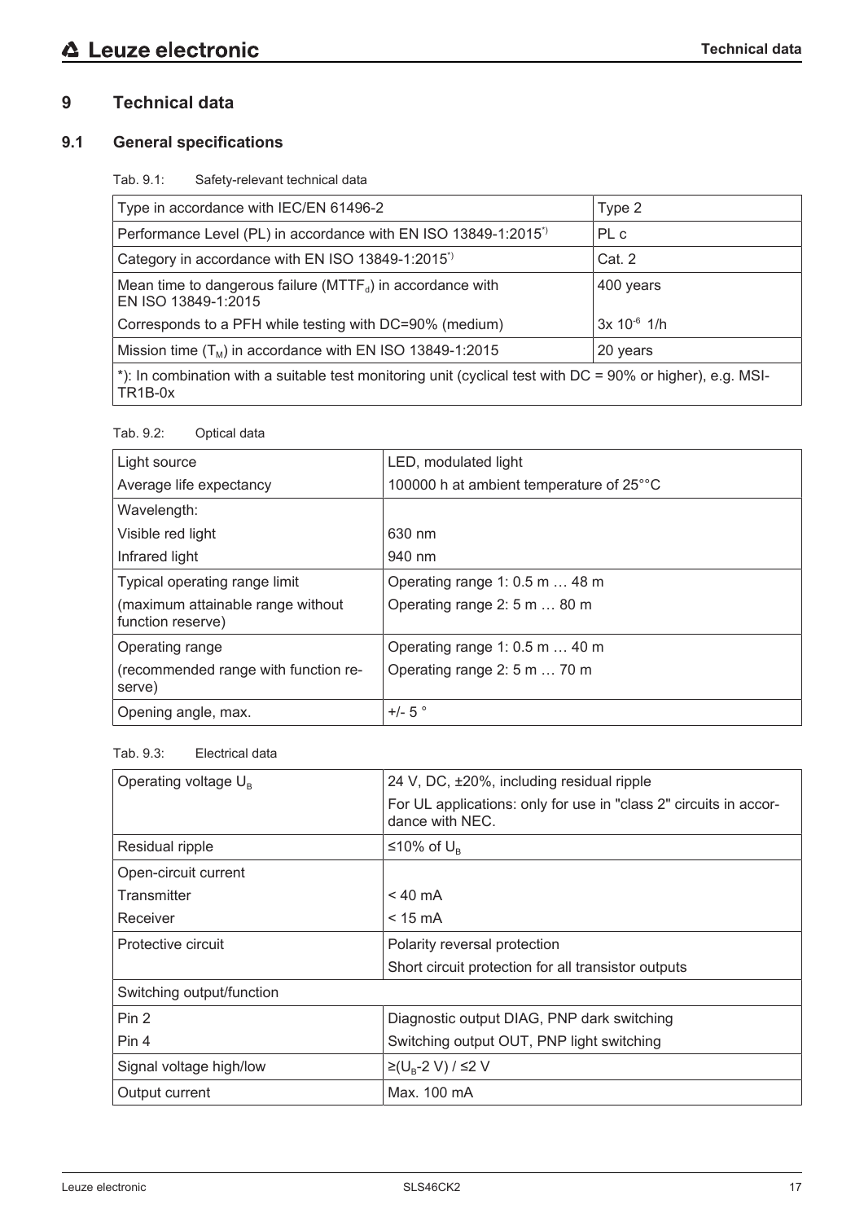# 9 Technical data

## 9.1 General specifications

Tab. 9.1: Safety-relevant technical data

| | |
|---|---|
| Type in accordance with IEC/EN 61496-2 | Type 2 |
| Performance Level (PL) in accordance with EN ISO 13849-1:2015*) | PL c |
| Category in accordance with EN ISO 13849-1:2015*) | Cat. 2 |
| Mean time to dangerous failure ($MTTF_d$) in accordance with EN ISO 13849-1:2015 | 400 years |
| Corresponds to a PFH while testing with DC=90% (medium) | $3x\ 10^{-6}$ 1/h |
| Mission time ($T_M$) in accordance with EN ISO 13849-1:2015 | 20 years |
| *): In combination with a suitable test monitoring unit (cyclical test with DC = 90% or higher), e.g. MSI-TR1B-0x | |

Tab. 9.2: Optical data

| | |
|---|---|
| Light source | LED, modulated light |
| Average life expectancy | 100000 h at ambient temperature of 25°°C |
| Wavelength: | |
| Visible red light | 630 nm |
| Infrared light | 940 nm |
| Typical operating range limit (maximum attainable range without function reserve) | Operating range 1: 0.5 m … 48 m<br>Operating range 2: 5 m … 80 m |
| Operating range (recommended range with function reserve) | Operating range 1: 0.5 m … 40 m<br>Operating range 2: 5 m … 70 m |
| Opening angle, max. | +/- 5 ° |

Tab. 9.3: Electrical data

| | |
|---|---|
| Operating voltage $U_B$ | 24 V, DC, ±20%, including residual ripple<br>For UL applications: only for use in "class 2" circuits in accordance with NEC. |
| Residual ripple | ≤10% of $U_B$ |
| Open-circuit current | |
| Transmitter | < 40 mA |
| Receiver | < 15 mA |
| Protective circuit | Polarity reversal protection<br>Short circuit protection for all transistor outputs |
| Switching output/function | |
| Pin 2 | Diagnostic output DIAG, PNP dark switching |
| Pin 4 | Switching output OUT, PNP light switching |
| Signal voltage high/low | ≥($U_B$-2 V) / ≤2 V |
| Output current | Max. 100 mA |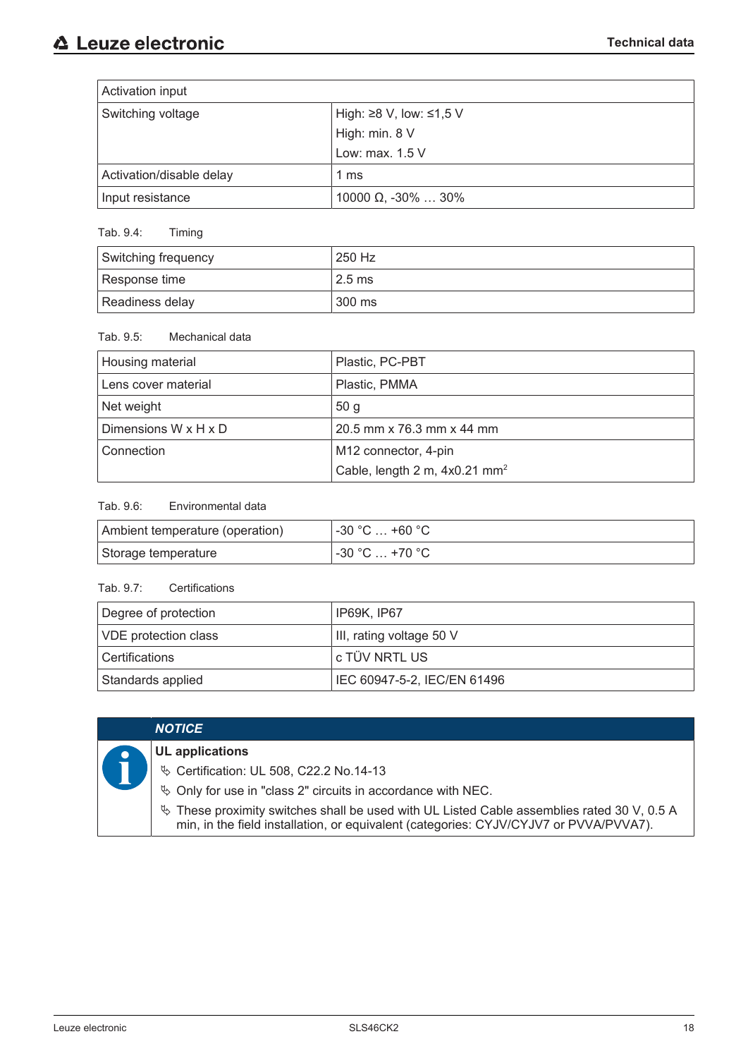| Activation input | |
|---|---|
| Switching voltage | High: ≥8 V, low: ≤1,5 V<br>High: min. 8 V<br>Low: max. 1.5 V |
| Activation/disable delay | 1 ms |
| Input resistance | 10000 Ω, -30% … 30% |

Tab. 9.4: Timing

| Switching frequency | 250 Hz |
|---|---|
| Response time | 2.5 ms |
| Readiness delay | 300 ms |

Tab. 9.5: Mechanical data

| Housing material | Plastic, PC-PBT |
|---|---|
| Lens cover material | Plastic, PMMA |
| Net weight | 50 g |
| Dimensions W x H x D | 20.5 mm x 76.3 mm x 44 mm |
| Connection | M12 connector, 4-pin<br>Cable, length 2 m, 4x0.21 mm² |

Tab. 9.6: Environmental data

| Ambient temperature (operation) | -30 °C … +60 °C |
|---|---|
| Storage temperature | -30 °C … +70 °C |

Tab. 9.7: Certifications

| Degree of protection | IP69K, IP67 |
|---|---|
| VDE protection class | III, rating voltage 50 V |
| Certifications | c TÜV NRTL US |
| Standards applied | IEC 60947-5-2, IEC/EN 61496 |

***NOTICE***

**UL applications**

- Certification: UL 508, C22.2 No.14-13
- Only for use in "class 2" circuits in accordance with NEC.
- These proximity switches shall be used with UL Listed Cable assemblies rated 30 V, 0.5 A min, in the field installation, or equivalent (categories: CYJV/CYJV7 or PVVA/PVVA7).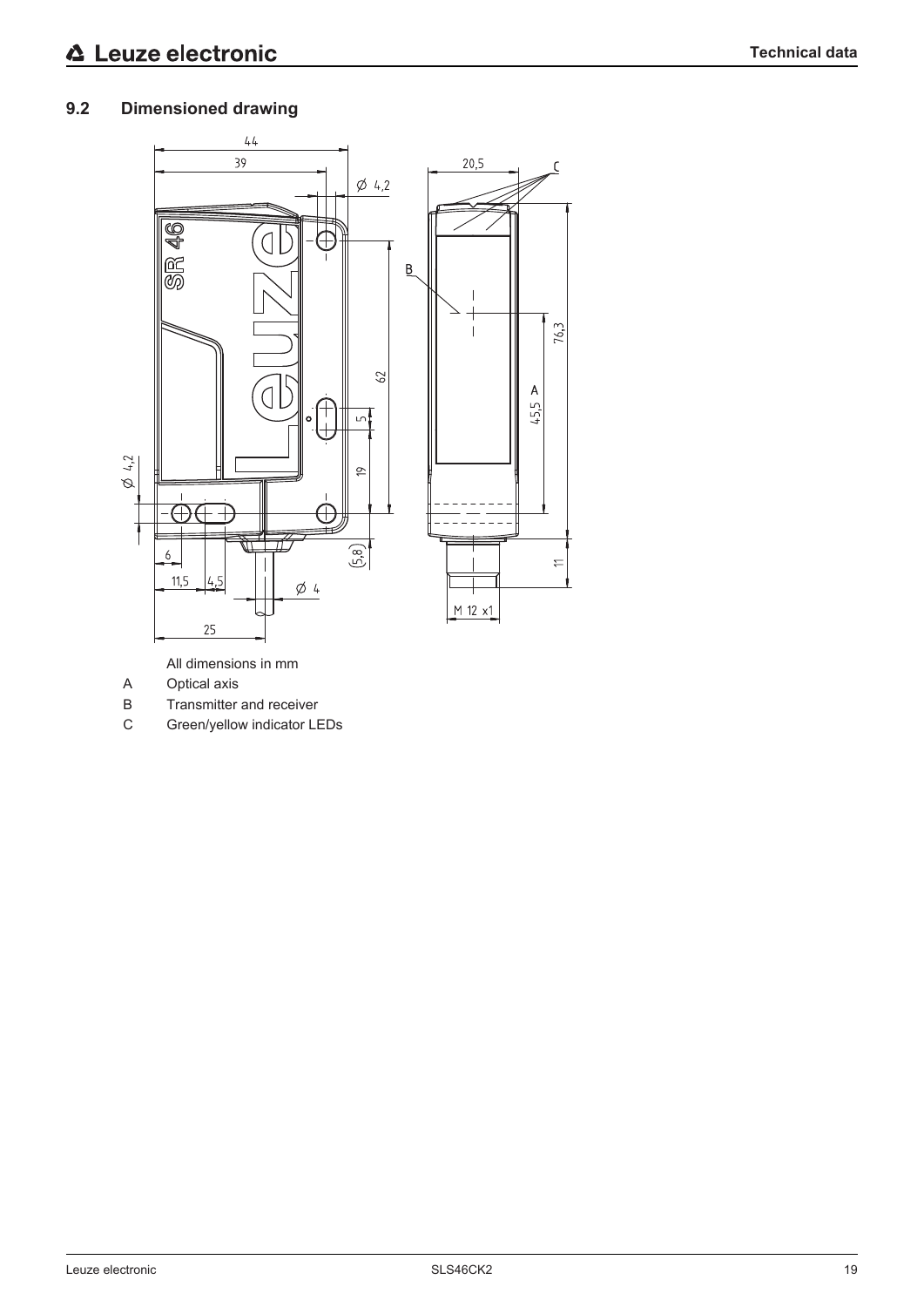## 9.2 Dimensioned drawing

All dimensions in mm

A Optical axis

B Transmitter and receiver

C Green/yellow indicator LEDs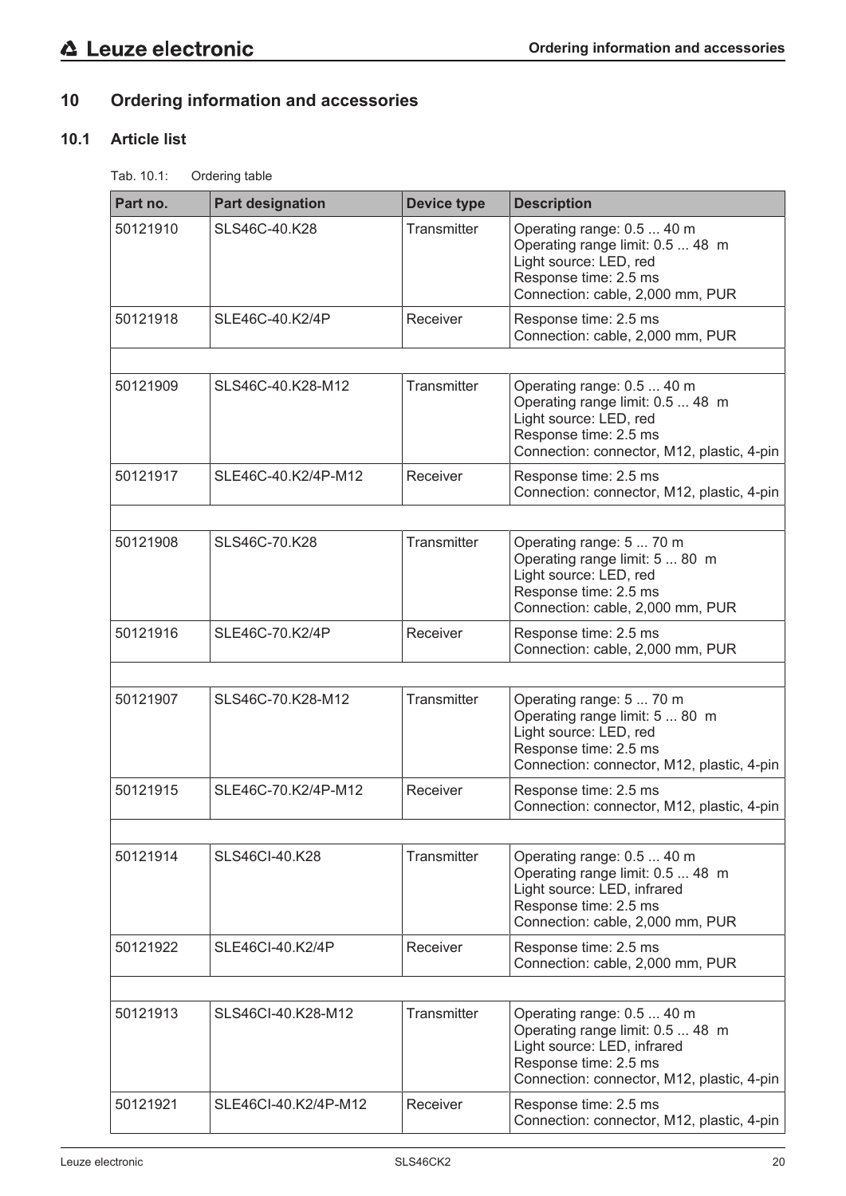# 10 Ordering information and accessories

## 10.1 Article list

Tab. 10.1: Ordering table

| Part no. | Part designation | Device type | Description |
|---|---|---|---|
| 50121910 | SLS46C-40.K28 | Transmitter | Operating range: 0.5 ... 40 m<br>Operating range limit: 0.5 ... 48 m<br>Light source: LED, red<br>Response time: 2.5 ms<br>Connection: cable, 2,000 mm, PUR |
| 50121918 | SLE46C-40.K2/4P | Receiver | Response time: 2.5 ms<br>Connection: cable, 2,000 mm, PUR |
| | | | |
| 50121909 | SLS46C-40.K28-M12 | Transmitter | Operating range: 0.5 ... 40 m<br>Operating range limit: 0.5 ... 48 m<br>Light source: LED, red<br>Response time: 2.5 ms<br>Connection: connector, M12, plastic, 4-pin |
| 50121917 | SLE46C-40.K2/4P-M12 | Receiver | Response time: 2.5 ms<br>Connection: connector, M12, plastic, 4-pin |
| | | | |
| 50121908 | SLS46C-70.K28 | Transmitter | Operating range: 5 ... 70 m<br>Operating range limit: 5 ... 80 m<br>Light source: LED, red<br>Response time: 2.5 ms<br>Connection: cable, 2,000 mm, PUR |
| 50121916 | SLE46C-70.K2/4P | Receiver | Response time: 2.5 ms<br>Connection: cable, 2,000 mm, PUR |
| | | | |
| 50121907 | SLS46C-70.K28-M12 | Transmitter | Operating range: 5 ... 70 m<br>Operating range limit: 5 ... 80 m<br>Light source: LED, red<br>Response time: 2.5 ms<br>Connection: connector, M12, plastic, 4-pin |
| 50121915 | SLE46C-70.K2/4P-M12 | Receiver | Response time: 2.5 ms<br>Connection: connector, M12, plastic, 4-pin |
| | | | |
| 50121914 | SLS46CI-40.K28 | Transmitter | Operating range: 0.5 ... 40 m<br>Operating range limit: 0.5 ... 48 m<br>Light source: LED, infrared<br>Response time: 2.5 ms<br>Connection: cable, 2,000 mm, PUR |
| 50121922 | SLE46CI-40.K2/4P | Receiver | Response time: 2.5 ms<br>Connection: cable, 2,000 mm, PUR |
| | | | |
| 50121913 | SLS46CI-40.K28-M12 | Transmitter | Operating range: 0.5 ... 40 m<br>Operating range limit: 0.5 ... 48 m<br>Light source: LED, infrared<br>Response time: 2.5 ms<br>Connection: connector, M12, plastic, 4-pin |
| 50121921 | SLE46CI-40.K2/4P-M12 | Receiver | Response time: 2.5 ms<br>Connection: connector, M12, plastic, 4-pin |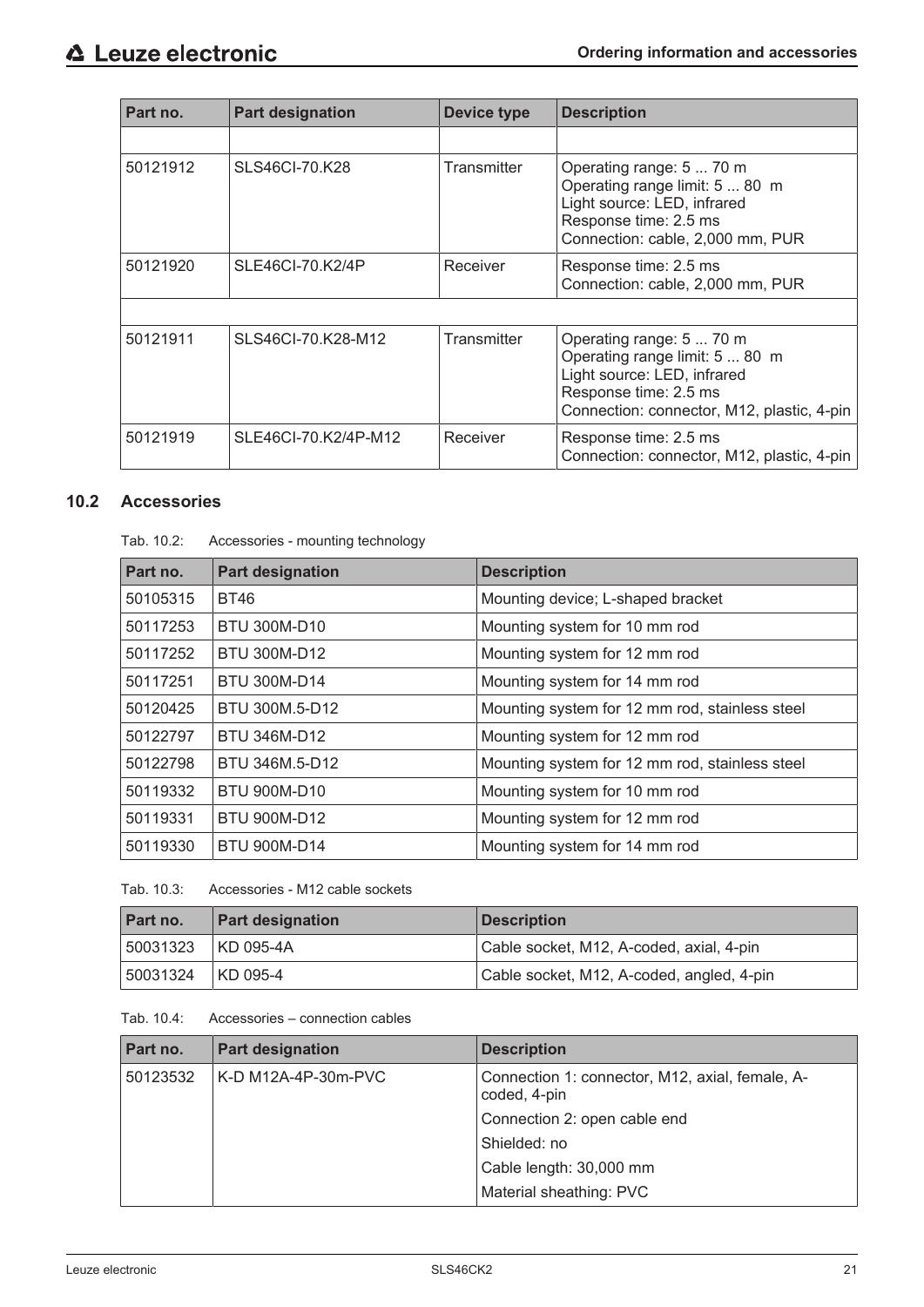| Part no. | Part designation | Device type | Description |
|---|---|---|---|
| | | | |
| 50121912 | SLS46CI-70.K28 | Transmitter | Operating range: 5 ... 70 m<br>Operating range limit: 5 ... 80 m<br>Light source: LED, infrared<br>Response time: 2.5 ms<br>Connection: cable, 2,000 mm, PUR |
| 50121920 | SLE46CI-70.K2/4P | Receiver | Response time: 2.5 ms<br>Connection: cable, 2,000 mm, PUR |
| | | | |
| 50121911 | SLS46CI-70.K28-M12 | Transmitter | Operating range: 5 ... 70 m<br>Operating range limit: 5 ... 80 m<br>Light source: LED, infrared<br>Response time: 2.5 ms<br>Connection: connector, M12, plastic, 4-pin |
| 50121919 | SLE46CI-70.K2/4P-M12 | Receiver | Response time: 2.5 ms<br>Connection: connector, M12, plastic, 4-pin |

## 10.2 Accessories

Tab. 10.2: Accessories - mounting technology

| Part no. | Part designation | Description |
|---|---|---|
| 50105315 | BT46 | Mounting device; L-shaped bracket |
| 50117253 | BTU 300M-D10 | Mounting system for 10 mm rod |
| 50117252 | BTU 300M-D12 | Mounting system for 12 mm rod |
| 50117251 | BTU 300M-D14 | Mounting system for 14 mm rod |
| 50120425 | BTU 300M.5-D12 | Mounting system for 12 mm rod, stainless steel |
| 50122797 | BTU 346M-D12 | Mounting system for 12 mm rod |
| 50122798 | BTU 346M.5-D12 | Mounting system for 12 mm rod, stainless steel |
| 50119332 | BTU 900M-D10 | Mounting system for 10 mm rod |
| 50119331 | BTU 900M-D12 | Mounting system for 12 mm rod |
| 50119330 | BTU 900M-D14 | Mounting system for 14 mm rod |

Tab. 10.3: Accessories - M12 cable sockets

| Part no. | Part designation | Description |
|---|---|---|
| 50031323 | KD 095-4A | Cable socket, M12, A-coded, axial, 4-pin |
| 50031324 | KD 095-4 | Cable socket, M12, A-coded, angled, 4-pin |

Tab. 10.4: Accessories – connection cables

| Part no. | Part designation | Description |
|---|---|---|
| 50123532 | K-D M12A-4P-30m-PVC | Connection 1: connector, M12, axial, female, A-coded, 4-pin<br>Connection 2: open cable end<br>Shielded: no<br>Cable length: 30,000 mm<br>Material sheathing: PVC |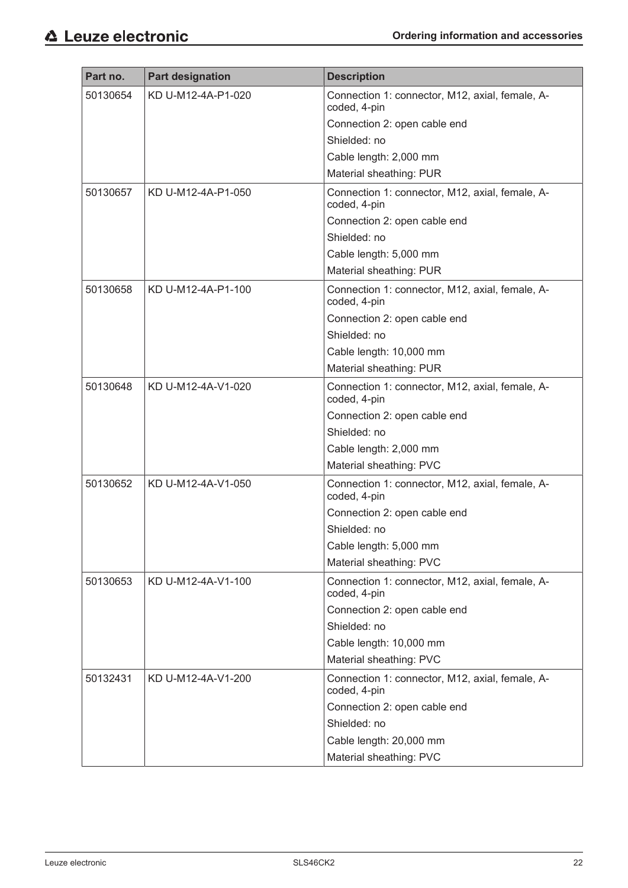| Part no. | Part designation | Description |
|---|---|---|
| 50130654 | KD U-M12-4A-P1-020 | Connection 1: connector, M12, axial, female, A-coded, 4-pin<br>Connection 2: open cable end<br>Shielded: no<br>Cable length: 2,000 mm<br>Material sheathing: PUR |
| 50130657 | KD U-M12-4A-P1-050 | Connection 1: connector, M12, axial, female, A-coded, 4-pin<br>Connection 2: open cable end<br>Shielded: no<br>Cable length: 5,000 mm<br>Material sheathing: PUR |
| 50130658 | KD U-M12-4A-P1-100 | Connection 1: connector, M12, axial, female, A-coded, 4-pin<br>Connection 2: open cable end<br>Shielded: no<br>Cable length: 10,000 mm<br>Material sheathing: PUR |
| 50130648 | KD U-M12-4A-V1-020 | Connection 1: connector, M12, axial, female, A-coded, 4-pin<br>Connection 2: open cable end<br>Shielded: no<br>Cable length: 2,000 mm<br>Material sheathing: PVC |
| 50130652 | KD U-M12-4A-V1-050 | Connection 1: connector, M12, axial, female, A-coded, 4-pin<br>Connection 2: open cable end<br>Shielded: no<br>Cable length: 5,000 mm<br>Material sheathing: PVC |
| 50130653 | KD U-M12-4A-V1-100 | Connection 1: connector, M12, axial, female, A-coded, 4-pin<br>Connection 2: open cable end<br>Shielded: no<br>Cable length: 10,000 mm<br>Material sheathing: PVC |
| 50132431 | KD U-M12-4A-V1-200 | Connection 1: connector, M12, axial, female, A-coded, 4-pin<br>Connection 2: open cable end<br>Shielded: no<br>Cable length: 20,000 mm<br>Material sheathing: PVC |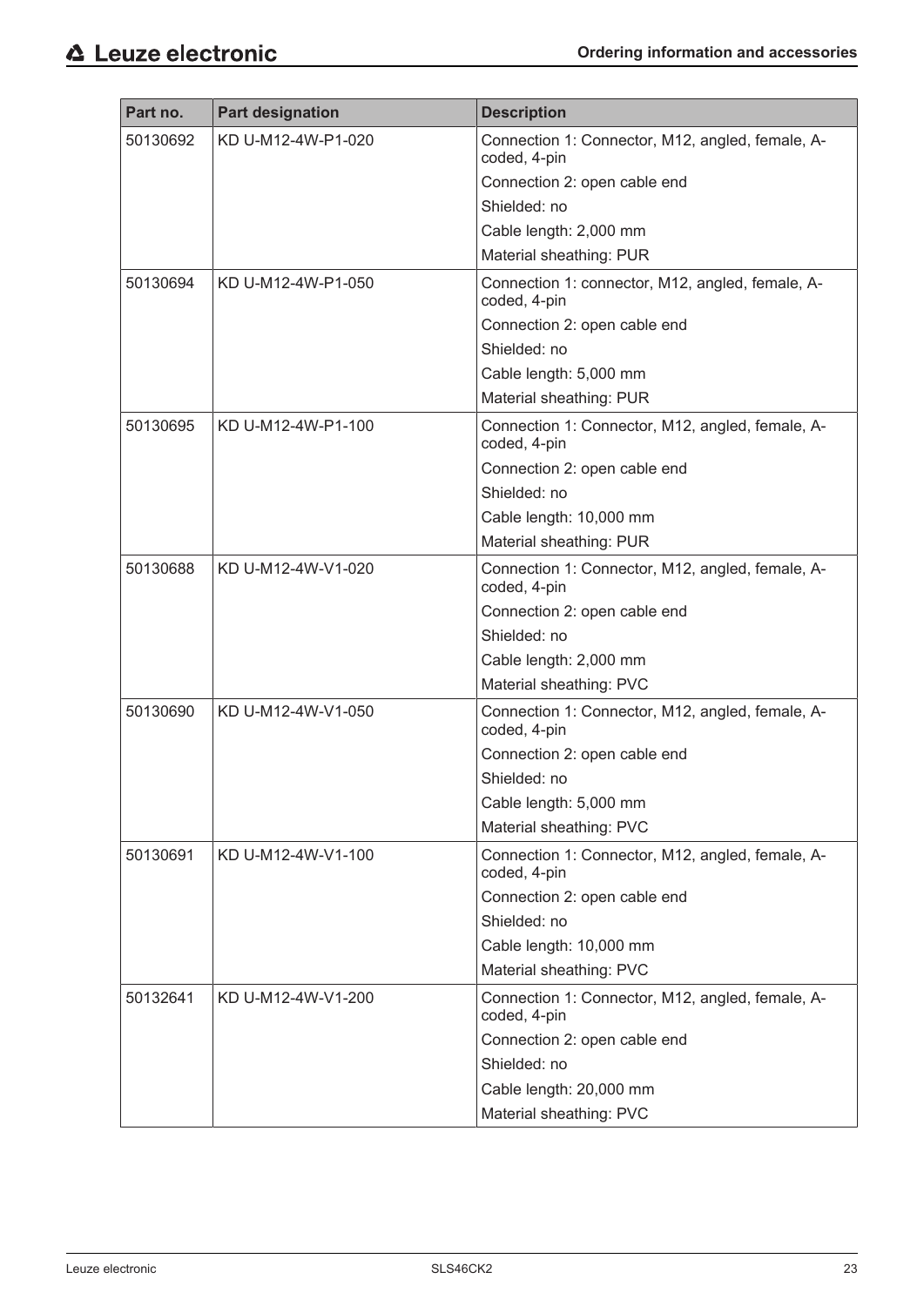| Part no. | Part designation | Description |
|---|---|---|
| 50130692 | KD U-M12-4W-P1-020 | Connection 1: Connector, M12, angled, female, A-coded, 4-pin |
| | | Connection 2: open cable end |
| | | Shielded: no |
| | | Cable length: 2,000 mm |
| | | Material sheathing: PUR |
| 50130694 | KD U-M12-4W-P1-050 | Connection 1: connector, M12, angled, female, A-coded, 4-pin |
| | | Connection 2: open cable end |
| | | Shielded: no |
| | | Cable length: 5,000 mm |
| | | Material sheathing: PUR |
| 50130695 | KD U-M12-4W-P1-100 | Connection 1: Connector, M12, angled, female, A-coded, 4-pin |
| | | Connection 2: open cable end |
| | | Shielded: no |
| | | Cable length: 10,000 mm |
| | | Material sheathing: PUR |
| 50130688 | KD U-M12-4W-V1-020 | Connection 1: Connector, M12, angled, female, A-coded, 4-pin |
| | | Connection 2: open cable end |
| | | Shielded: no |
| | | Cable length: 2,000 mm |
| | | Material sheathing: PVC |
| 50130690 | KD U-M12-4W-V1-050 | Connection 1: Connector, M12, angled, female, A-coded, 4-pin |
| | | Connection 2: open cable end |
| | | Shielded: no |
| | | Cable length: 5,000 mm |
| | | Material sheathing: PVC |
| 50130691 | KD U-M12-4W-V1-100 | Connection 1: Connector, M12, angled, female, A-coded, 4-pin |
| | | Connection 2: open cable end |
| | | Shielded: no |
| | | Cable length: 10,000 mm |
| | | Material sheathing: PVC |
| 50132641 | KD U-M12-4W-V1-200 | Connection 1: Connector, M12, angled, female, A-coded, 4-pin |
| | | Connection 2: open cable end |
| | | Shielded: no |
| | | Cable length: 20,000 mm |
| | | Material sheathing: PVC |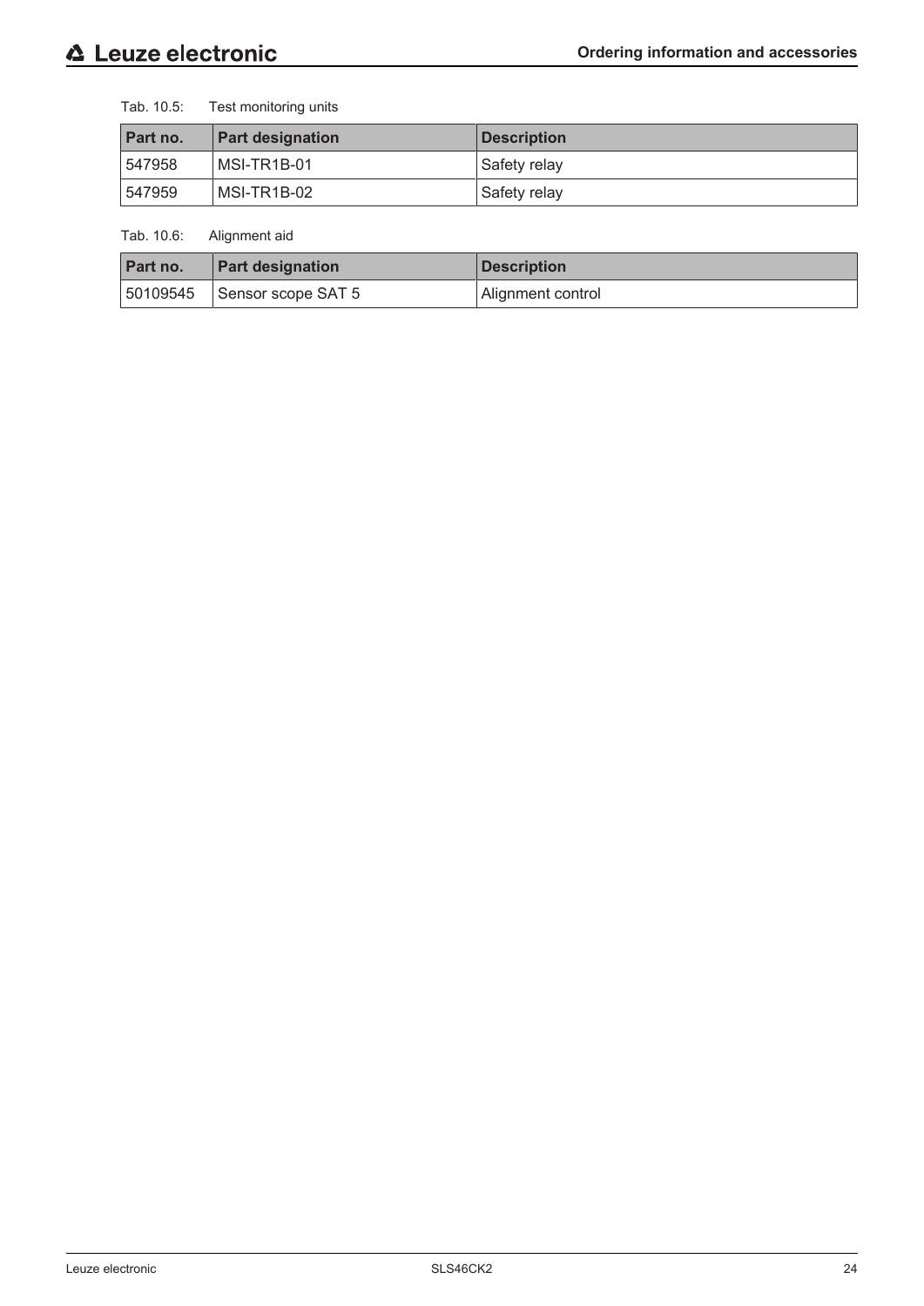Tab. 10.5: Test monitoring units

| Part no. | Part designation | Description |
|---|---|---|
| 547958 | MSI-TR1B-01 | Safety relay |
| 547959 | MSI-TR1B-02 | Safety relay |

Tab. 10.6: Alignment aid

| Part no. | Part designation | Description |
|---|---|---|
| 50109545 | Sensor scope SAT 5 | Alignment control |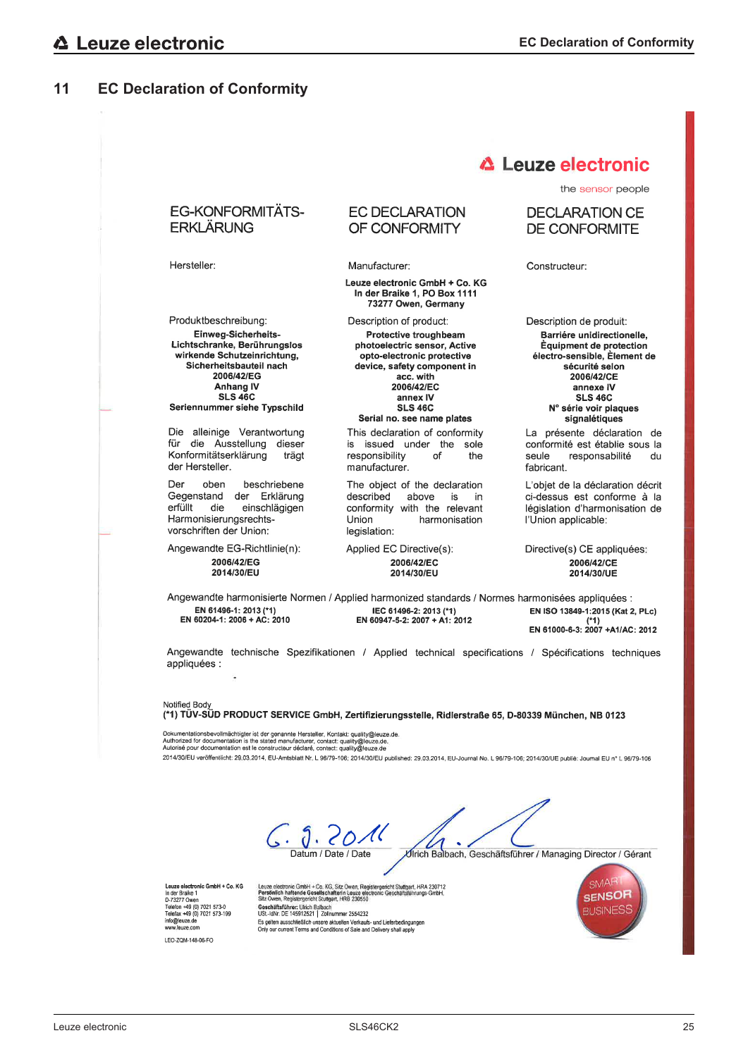## 11 EC Declaration of Conformity

Leuze electronic

the sensor people

| EG-KONFORMITÄTS-ERKLÄRUNG | EC DECLARATION OF CONFORMITY | DECLARATION CE DE CONFORMITE |
|---|---|---|
| Hersteller: | Manufacturer: **Leuze electronic GmbH + Co. KG In der Braike 1, PO Box 1111 73277 Owen, Germany** | Constructeur: |
| Produktbeschreibung: **Einweg-Sicherheits-Lichtschranke, Berührungslos wirkende Schutzeinrichtung, Sicherheitsbauteil nach 2006/42/EG Anhang IV SLS 46C Seriennummer siehe Typschild** | Description of product: **Protective troughbeam photoelectric sensor, Active opto-electronic protective device, safety component in acc. with 2006/42/EC annex IV SLS 46C Serial no. see name plates** | Description de produit: **Barrière unidirectionelle, Équipment de protection électro-sensible, Élement de sécurité selon 2006/42/CE annexe IV SLS 46C N° série voir plaques signalétiques** |
| Die alleinige Verantwortung für die Ausstellung dieser Konformitätserklärung trägt der Hersteller. | This declaration of conformity is issued under the sole responsibility of the manufacturer. | La présente déclaration de conformité est établie sous la seule responsabilité du fabricant. |
| Der oben beschriebene Gegenstand der Erklärung erfüllt die einschlägigen Harmonisierungsrechts-vorschriften der Union: | The object of the declaration described above is in conformity with the relevant Union harmonisation legislation: | L'objet de la déclaration décrit ci-dessus est conforme à la législation d'harmonisation de l'Union applicable: |
| Angewandte EG-Richtlinie(n): **2006/42/EG 2014/30/EU** | Applied EC Directive(s): **2006/42/EC 2014/30/EU** | Directive(s) CE appliquées: **2006/42/CE 2014/30/UE** |

Angewandte harmonisierte Normen / Applied harmonized standards / Normes harmonisées appliquées :

**EN 61496-1: 2013 (*1)**
**EN 60204-1: 2006 + AC: 2010**
**IEC 61496-2: 2013 (*1)**
**EN 60947-5-2: 2007 + A1: 2012**
**EN ISO 13849-1:2015 (Kat 2, PLc) (*1)**
**EN 61000-6-3: 2007 +A1/AC: 2012**

Angewandte technische Spezifikationen / Applied technical specifications / Spécifications techniques appliquées :

-

Notified Body
**(*1) TÜV-SÜD PRODUCT SERVICE GmbH, Zertifizierungsstelle, Ridlerstraße 65, D-80339 München, NB 0123**

Dokumentationsbevollmächtigter ist der genannte Hersteller, Kontakt: quality@leuze.de.
Authorized for documentation is the stated manufacturer, contact: quality@leuze.de.
Autorisé pour documentation est le constructeur déclaré, contact: quality@leuze.de
2014/30/EU veröffentlicht: 29.03.2014, EU-Amtsblatt Nr. L 96/79-106; 2014/30/EU published: 29.03.2014, EU-Journal No. L 96/79-106; 2014/30/UE publié: Journal EU n° L 96/79-106

6.9.2016
Datum / Date / Date

Ulrich Balbach, Geschäftsführer / Managing Director / Gérant

**Leuze electronic GmbH + Co. KG**
In der Braike 1
D-73277 Owen
Telefon +49 (0) 7021 573-0
Telefax +49 (0) 7021 573-199
info@leuze.de
www.leuze.com

Leuze electronic GmbH + Co. KG, Sitz Owen, Registergericht Stuttgart, HRA 230712
**Persönlich haftende Gesellschafterin** Leuze electronic Geschäftsführungs-GmbH, Sitz Owen, Registergericht Stuttgart, HRB 230550
**Geschäftsführer:** Ulrich Balbach
USt.-IdNr. DE 145912521 | Zollnummer 2554232
Es gelten ausschließlich unsere aktuellen Verkaufs- und Lieferbedingungen
Only our current Terms and Conditions of Sale and Delivery shall apply

SMART SENSOR BUSINESS

LEO-ZQM-148-06-FO